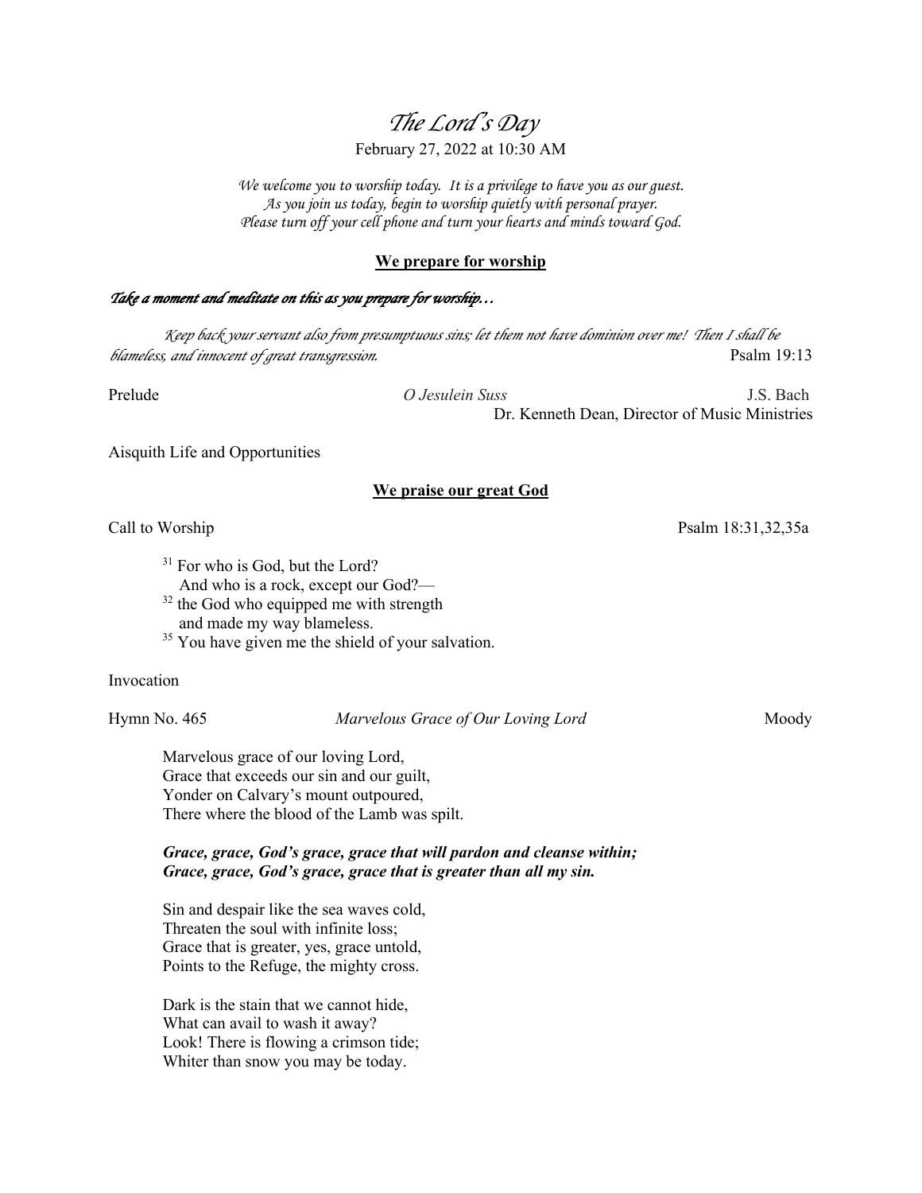# *The Lord's Day*

February 27, 2022 at 10:30 AM

*We welcome you to worship today. It is a privilege to have you as our guest.*
*As you join us today, begin to worship quietly with personal prayer.*
*Please turn off your cell phone and turn your hearts and minds toward God.*

## We prepare for worship

***Take a moment and meditate on this as you prepare for worship…***

*Keep back your servant also from presumptuous sins; let them not have dominion over me! Then I shall be blameless, and innocent of great transgression.* Psalm 19:13

Prelude *O Jesulein Suss* J.S. Bach
Dr. Kenneth Dean, Director of Music Ministries

Aisquith Life and Opportunities

## We praise our great God

Call to Worship Psalm 18:31,32,35a

[31] For who is God, but the Lord?
And who is a rock, except our God?—
[32] the God who equipped me with strength
and made my way blameless.
[35] You have given me the shield of your salvation.

Invocation

Hymn No. 465 *Marvelous Grace of Our Loving Lord* Moody

Marvelous grace of our loving Lord,
Grace that exceeds our sin and our guilt,
Yonder on Calvary's mount outpoured,
There where the blood of the Lamb was spilt.

***Grace, grace, God's grace, grace that will pardon and cleanse within;***
***Grace, grace, God's grace, grace that is greater than all my sin.***

Sin and despair like the sea waves cold,
Threaten the soul with infinite loss;
Grace that is greater, yes, grace untold,
Points to the Refuge, the mighty cross.

Dark is the stain that we cannot hide,
What can avail to wash it away?
Look! There is flowing a crimson tide;
Whiter than snow you may be today.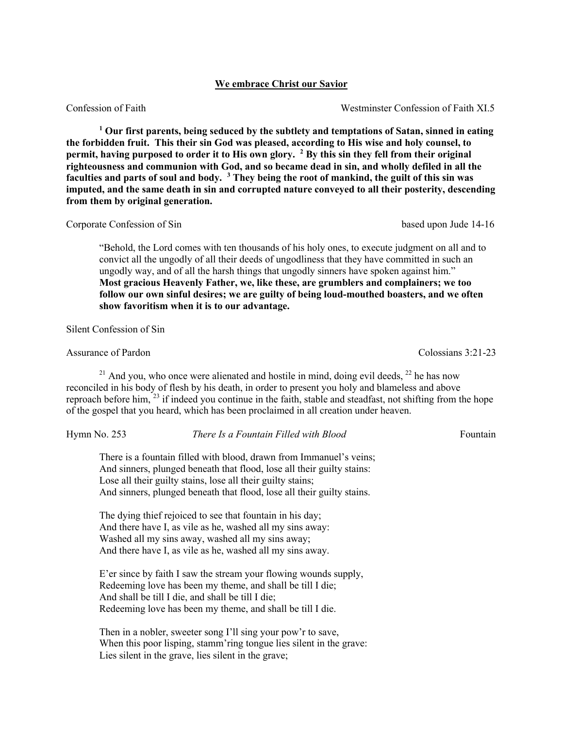## We embrace Christ our Savior

Confession of Faith — Westminster Confession of Faith XI.5

**[1] Our first parents, being seduced by the subtlety and temptations of Satan, sinned in eating the forbidden fruit. This their sin God was pleased, according to His wise and holy counsel, to permit, having purposed to order it to His own glory. [2] By this sin they fell from their original righteousness and communion with God, and so became dead in sin, and wholly defiled in all the faculties and parts of soul and body. [3] They being the root of mankind, the guilt of this sin was imputed, and the same death in sin and corrupted nature conveyed to all their posterity, descending from them by original generation.**

Corporate Confession of Sin — based upon Jude 14-16

"Behold, the Lord comes with ten thousands of his holy ones, to execute judgment on all and to convict all the ungodly of all their deeds of ungodliness that they have committed in such an ungodly way, and of all the harsh things that ungodly sinners have spoken against him."
**Most gracious Heavenly Father, we, like these, are grumblers and complainers; we too follow our own sinful desires; we are guilty of being loud-mouthed boasters, and we often show favoritism when it is to our advantage.**

Silent Confession of Sin

Assurance of Pardon — Colossians 3:21-23

[21] And you, who once were alienated and hostile in mind, doing evil deeds, [22] he has now reconciled in his body of flesh by his death, in order to present you holy and blameless and above reproach before him, [23] if indeed you continue in the faith, stable and steadfast, not shifting from the hope of the gospel that you heard, which has been proclaimed in all creation under heaven.

Hymn No. 253 — *There Is a Fountain Filled with Blood* — Fountain

There is a fountain filled with blood, drawn from Immanuel's veins;
And sinners, plunged beneath that flood, lose all their guilty stains:
Lose all their guilty stains, lose all their guilty stains;
And sinners, plunged beneath that flood, lose all their guilty stains.

The dying thief rejoiced to see that fountain in his day;
And there have I, as vile as he, washed all my sins away:
Washed all my sins away, washed all my sins away;
And there have I, as vile as he, washed all my sins away.

E'er since by faith I saw the stream your flowing wounds supply,
Redeeming love has been my theme, and shall be till I die;
And shall be till I die, and shall be till I die;
Redeeming love has been my theme, and shall be till I die.

Then in a nobler, sweeter song I'll sing your pow'r to save,
When this poor lisping, stamm'ring tongue lies silent in the grave:
Lies silent in the grave, lies silent in the grave;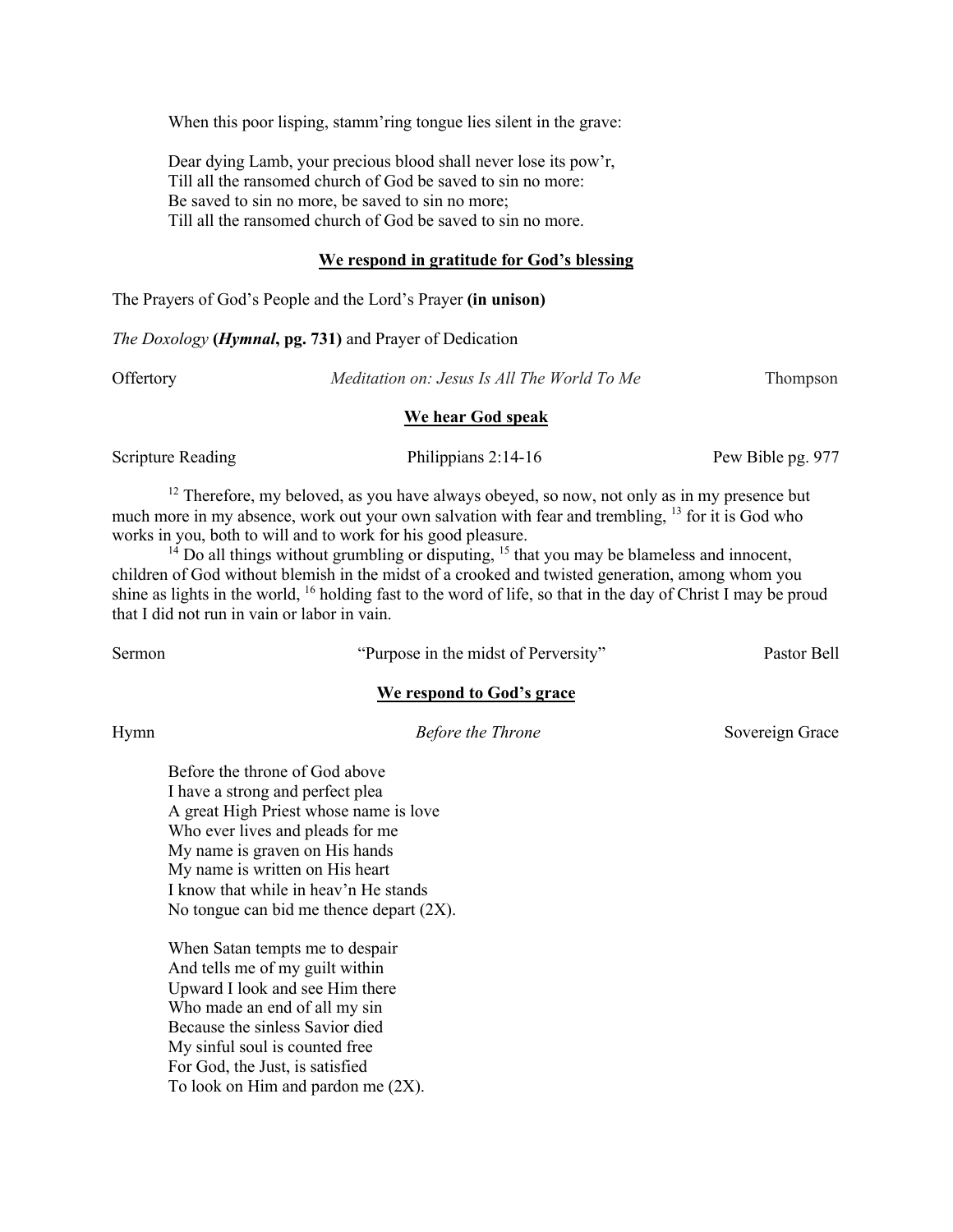When this poor lisping, stamm'ring tongue lies silent in the grave:

Dear dying Lamb, your precious blood shall never lose its pow'r,
Till all the ransomed church of God be saved to sin no more:
Be saved to sin no more, be saved to sin no more;
Till all the ransomed church of God be saved to sin no more.

## We respond in gratitude for God's blessing

The Prayers of God's People and the Lord's Prayer **(in unison)**

*The Doxology* **(*Hymnal*, pg. 731)** and Prayer of Dedication

Offertory *Meditation on: Jesus Is All The World To Me* Thompson

## We hear God speak

Scripture Reading Philippians 2:14-16 Pew Bible pg. 977

[12] Therefore, my beloved, as you have always obeyed, so now, not only as in my presence but much more in my absence, work out your own salvation with fear and trembling, [13] for it is God who works in you, both to will and to work for his good pleasure.

[14] Do all things without grumbling or disputing, [15] that you may be blameless and innocent, children of God without blemish in the midst of a crooked and twisted generation, among whom you shine as lights in the world, [16] holding fast to the word of life, so that in the day of Christ I may be proud that I did not run in vain or labor in vain.

Sermon "Purpose in the midst of Perversity" Pastor Bell

## We respond to God's grace

Hymn *Before the Throne* Sovereign Grace

Before the throne of God above
I have a strong and perfect plea
A great High Priest whose name is love
Who ever lives and pleads for me
My name is graven on His hands
My name is written on His heart
I know that while in heav'n He stands
No tongue can bid me thence depart (2X).

When Satan tempts me to despair
And tells me of my guilt within
Upward I look and see Him there
Who made an end of all my sin
Because the sinless Savior died
My sinful soul is counted free
For God, the Just, is satisfied
To look on Him and pardon me (2X).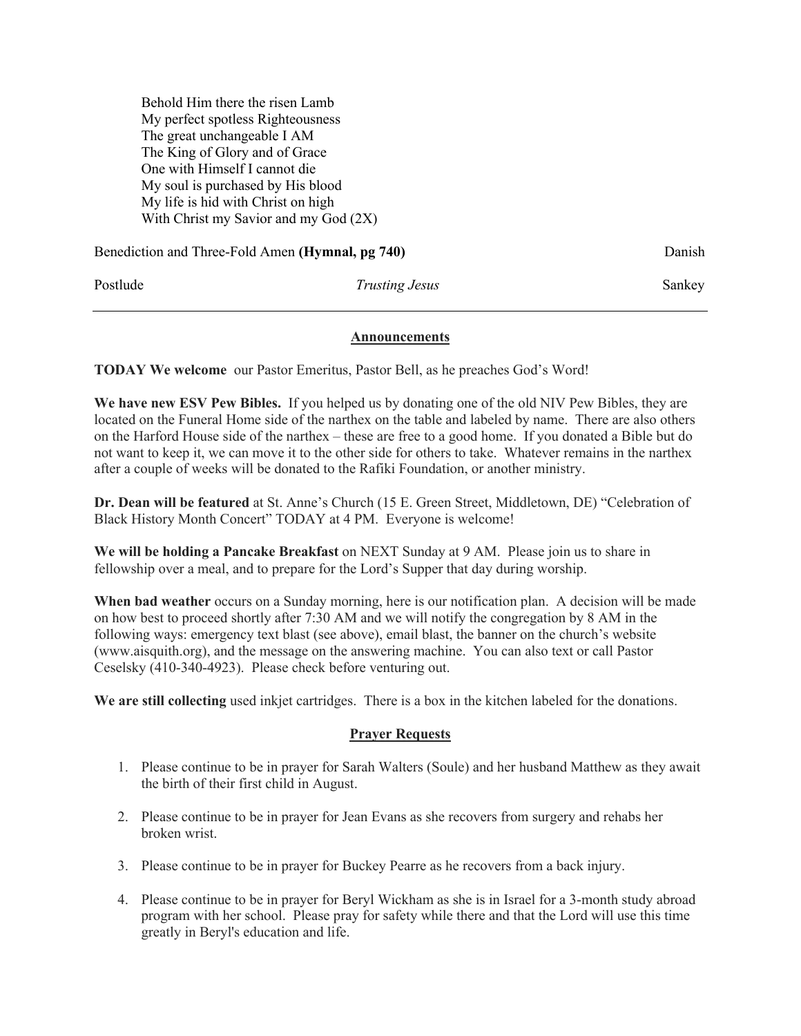Behold Him there the risen Lamb
My perfect spotless Righteousness
The great unchangeable I AM
The King of Glory and of Grace
One with Himself I cannot die
My soul is purchased by His blood
My life is hid with Christ on high
With Christ my Savior and my God (2X)

Benediction and Three-Fold Amen **(Hymnal, pg 740)** Danish

Postlude *Trusting Jesus* Sankey

---

## Announcements

**TODAY We welcome** our Pastor Emeritus, Pastor Bell, as he preaches God's Word!

**We have new ESV Pew Bibles.** If you helped us by donating one of the old NIV Pew Bibles, they are located on the Funeral Home side of the narthex on the table and labeled by name. There are also others on the Harford House side of the narthex – these are free to a good home. If you donated a Bible but do not want to keep it, we can move it to the other side for others to take. Whatever remains in the narthex after a couple of weeks will be donated to the Rafiki Foundation, or another ministry.

**Dr. Dean will be featured** at St. Anne's Church (15 E. Green Street, Middletown, DE) "Celebration of Black History Month Concert" TODAY at 4 PM. Everyone is welcome!

**We will be holding a Pancake Breakfast** on NEXT Sunday at 9 AM. Please join us to share in fellowship over a meal, and to prepare for the Lord's Supper that day during worship.

**When bad weather** occurs on a Sunday morning, here is our notification plan. A decision will be made on how best to proceed shortly after 7:30 AM and we will notify the congregation by 8 AM in the following ways: emergency text blast (see above), email blast, the banner on the church's website (www.aisquith.org), and the message on the answering machine. You can also text or call Pastor Ceselsky (410-340-4923). Please check before venturing out.

**We are still collecting** used inkjet cartridges. There is a box in the kitchen labeled for the donations.

## Prayer Requests

1. Please continue to be in prayer for Sarah Walters (Soule) and her husband Matthew as they await the birth of their first child in August.

2. Please continue to be in prayer for Jean Evans as she recovers from surgery and rehabs her broken wrist.

3. Please continue to be in prayer for Buckey Pearre as he recovers from a back injury.

4. Please continue to be in prayer for Beryl Wickham as she is in Israel for a 3-month study abroad program with her school. Please pray for safety while there and that the Lord will use this time greatly in Beryl's education and life.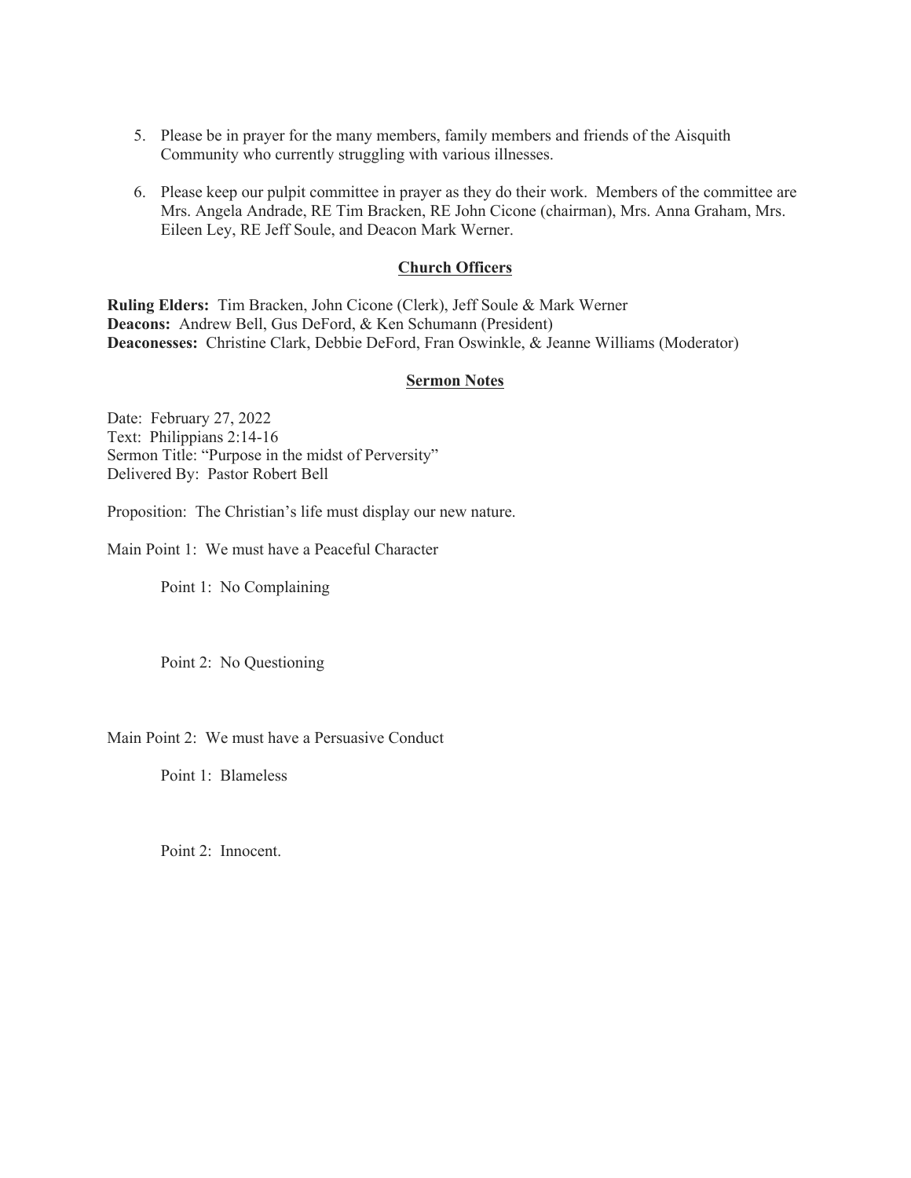5. Please be in prayer for the many members, family members and friends of the Aisquith Community who currently struggling with various illnesses.

6. Please keep our pulpit committee in prayer as they do their work. Members of the committee are Mrs. Angela Andrade, RE Tim Bracken, RE John Cicone (chairman), Mrs. Anna Graham, Mrs. Eileen Ley, RE Jeff Soule, and Deacon Mark Werner.

## Church Officers

**Ruling Elders:** Tim Bracken, John Cicone (Clerk), Jeff Soule & Mark Werner
**Deacons:** Andrew Bell, Gus DeFord, & Ken Schumann (President)
**Deaconesses:** Christine Clark, Debbie DeFord, Fran Oswinkle, & Jeanne Williams (Moderator)

## Sermon Notes

Date: February 27, 2022
Text: Philippians 2:14-16
Sermon Title: "Purpose in the midst of Perversity"
Delivered By: Pastor Robert Bell

Proposition: The Christian's life must display our new nature.

Main Point 1: We must have a Peaceful Character

Point 1: No Complaining

Point 2: No Questioning

Main Point 2: We must have a Persuasive Conduct

Point 1: Blameless

Point 2: Innocent.